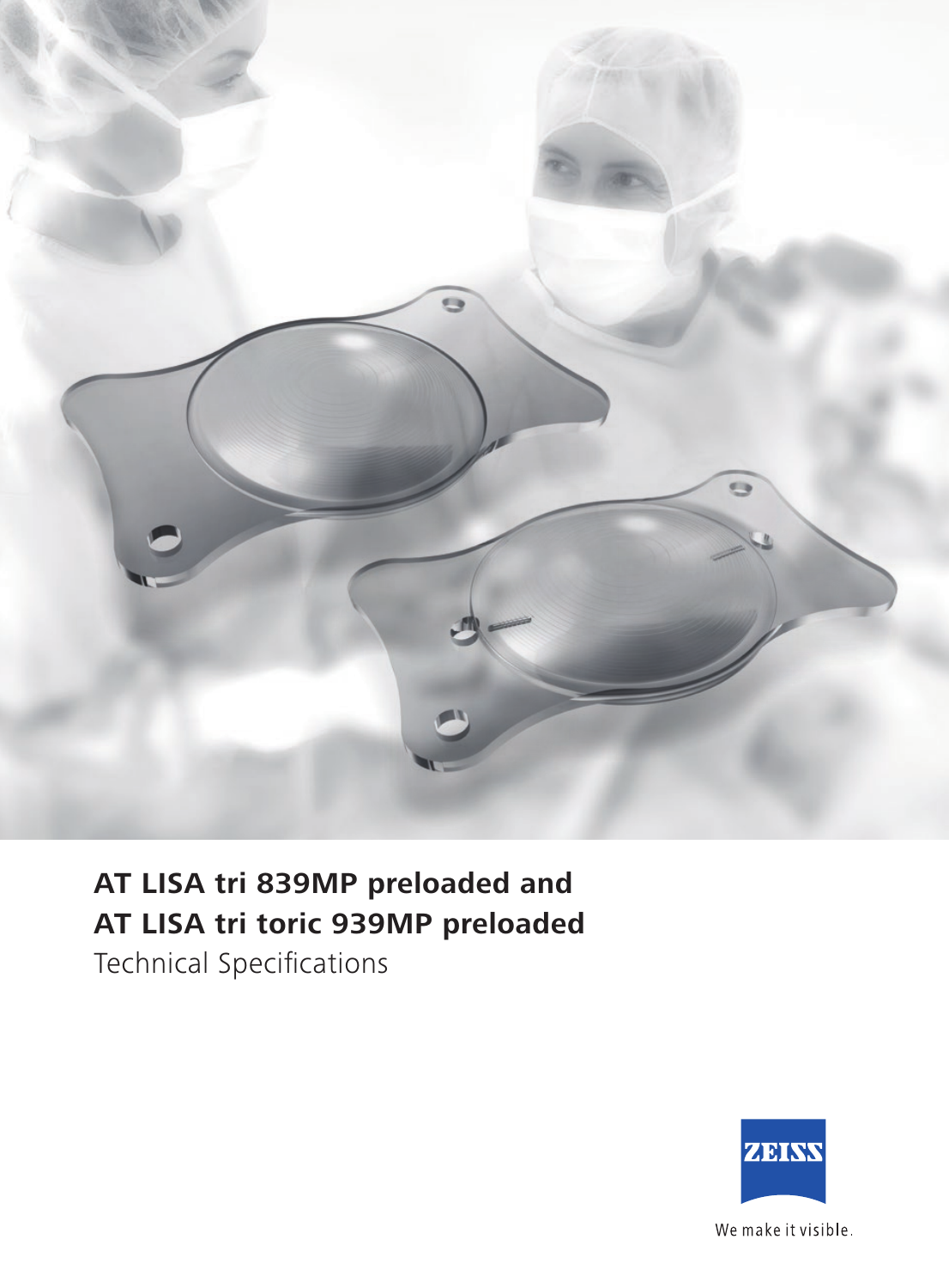# AT LISA tri 839MP preloaded and AT LISA tri toric 939MP preloaded

Technical Specifications

ZEISS

We make it visible.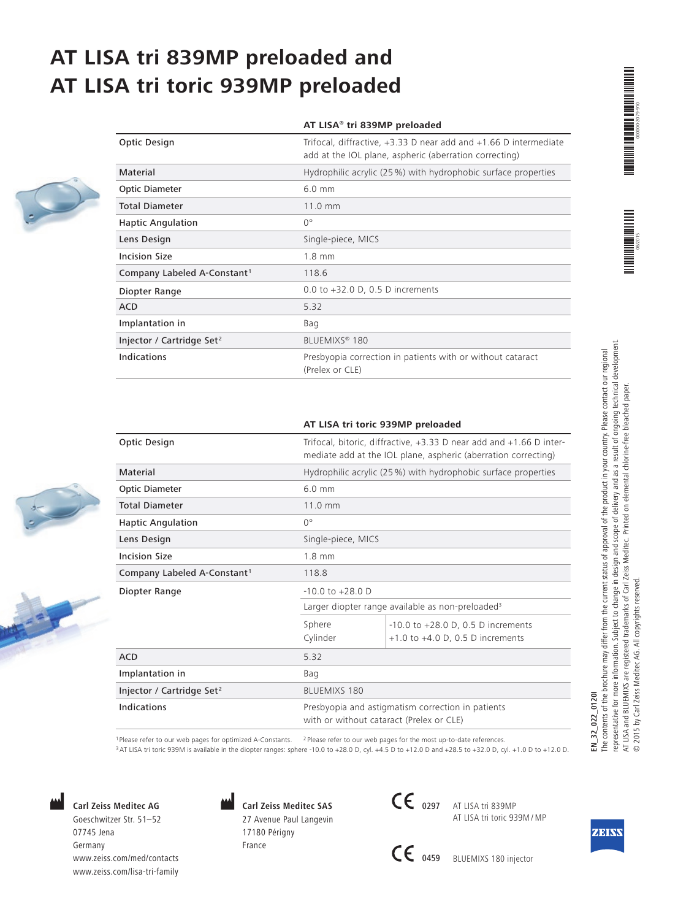# AT LISA tri 839MP preloaded and AT LISA tri toric 939MP preloaded

| | AT LISA® tri 839MP preloaded |
|---|---|
| Optic Design | Trifocal, diffractive, +3.33 D near add and +1.66 D intermediate add at the IOL plane, aspheric (aberration correcting) |
| Material | Hydrophilic acrylic (25 %) with hydrophobic surface properties |
| Optic Diameter | 6.0 mm |
| Total Diameter | 11.0 mm |
| Haptic Angulation | 0° |
| Lens Design | Single-piece, MICS |
| Incision Size | 1.8 mm |
| Company Labeled A-Constant[1] | 118.6 |
| Diopter Range | 0.0 to +32.0 D, 0.5 D increments |
| ACD | 5.32 |
| Implantation in | Bag |
| Injector / Cartridge Set[2] | BLUEMIXS® 180 |
| Indications | Presbyopia correction in patients with or without cataract (Prelex or CLE) |

| | AT LISA tri toric 939MP preloaded | |
|---|---|---|
| Optic Design | Trifocal, bitoric, diffractive, +3.33 D near add and +1.66 D intermediate add at the IOL plane, aspheric (aberration correcting) | |
| Material | Hydrophilic acrylic (25 %) with hydrophobic surface properties | |
| Optic Diameter | 6.0 mm | |
| Total Diameter | 11.0 mm | |
| Haptic Angulation | 0° | |
| Lens Design | Single-piece, MICS | |
| Incision Size | 1.8 mm | |
| Company Labeled A-Constant[1] | 118.8 | |
| Diopter Range | -10.0 to +28.0 D | |
| | Larger diopter range available as non-preloaded[3] | |
| | Sphere | -10.0 to +28.0 D, 0.5 D increments |
| | Cylinder | +1.0 to +4.0 D, 0.5 D increments |
| ACD | 5.32 | |
| Implantation in | Bag | |
| Injector / Cartridge Set[2] | BLUEMIXS 180 | |
| Indications | Presbyopia and astigmatism correction in patients with or without cataract (Prelex or CLE) | |

[1] Please refer to our web pages for optimized A-Constants. [2] Please refer to our web pages for the most up-to-date references.
[3] AT LISA tri toric 939M is available in the diopter ranges: sphere -10.0 to +28.0 D, cyl. +4.5 D to +12.0 D and +28.5 to +32.0 D, cyl. +1.0 D to +12.0 D.

EN_32_022_0120I
The contents of the brochure may differ from the current status of approval of the product in your country. Please contact our regional representative for more information. Subject to change in design and scope of delivery and as a result of ongoing technical development. AT LISA and BLUEMIXS are registered trademarks of Carl Zeiss Meditec. Printed on elemental chlorine-free bleached paper.
© 2015 by Carl Zeiss Meditec AG. All copyrights reserved.

**Carl Zeiss Meditec AG**
Goeschwitzer Str. 51–52
07745 Jena
Germany
www.zeiss.com/med/contacts
www.zeiss.com/lisa-tri-family

**Carl Zeiss Meditec SAS**
27 Avenue Paul Langevin
17180 Périgny
France

CE 0297 AT LISA tri 839MP
AT LISA tri toric 939M / MP

CE 0459 BLUEMIXS 180 injector